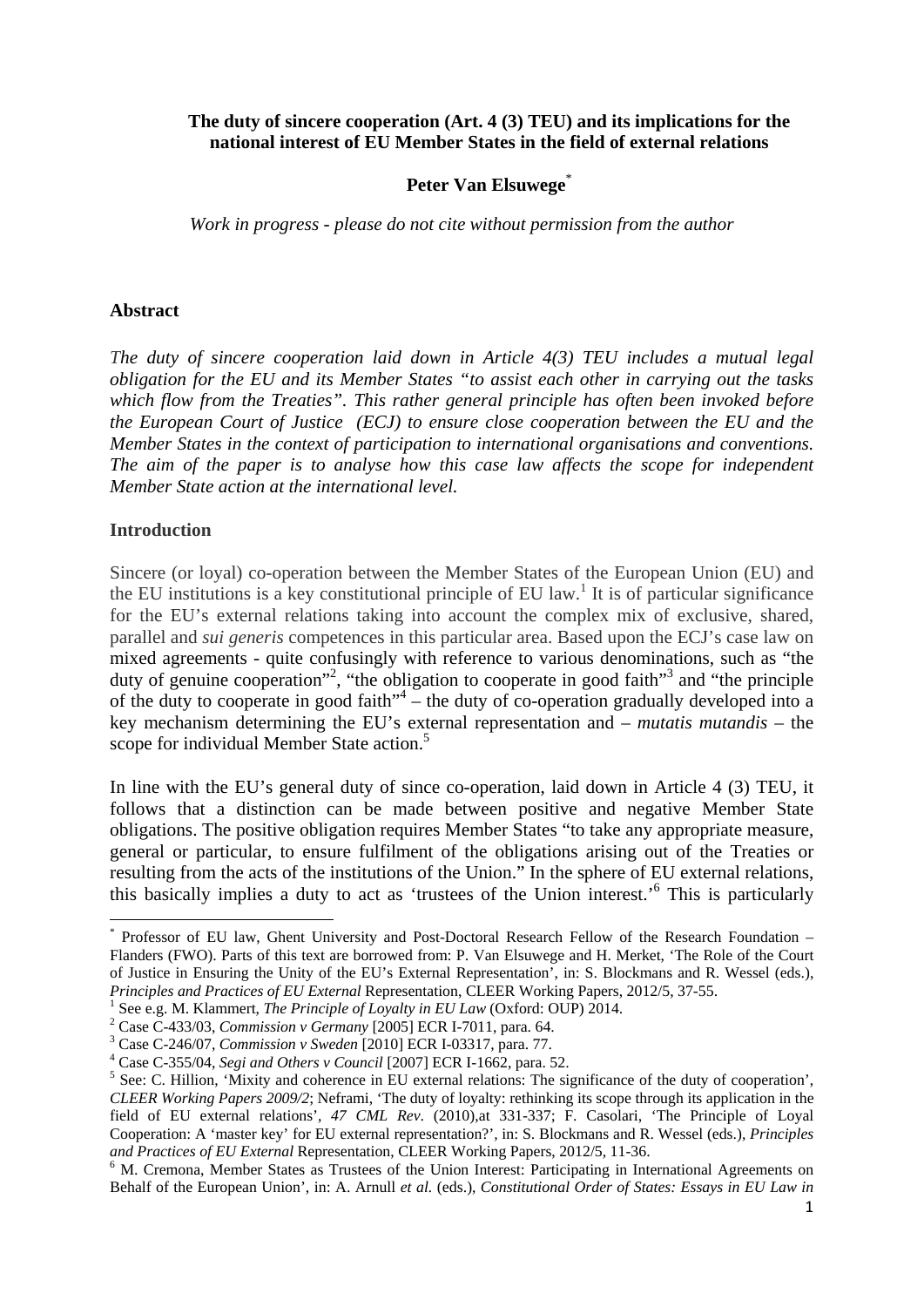# The duty of sincere cooperation (Art. 4 (3) TEU) and its implications for the national interest of EU Member States in the field of external relations

**Peter Van Elsuwege**[*]

*Work in progress - please do not cite without permission from the author*

## Abstract

*The duty of sincere cooperation laid down in Article 4(3) TEU includes a mutual legal obligation for the EU and its Member States "to assist each other in carrying out the tasks which flow from the Treaties". This rather general principle has often been invoked before the European Court of Justice (ECJ) to ensure close cooperation between the EU and the Member States in the context of participation to international organisations and conventions. The aim of the paper is to analyse how this case law affects the scope for independent Member State action at the international level.*

## Introduction

Sincere (or loyal) co-operation between the Member States of the European Union (EU) and the EU institutions is a key constitutional principle of EU law.[1] It is of particular significance for the EU's external relations taking into account the complex mix of exclusive, shared, parallel and *sui generis* competences in this particular area. Based upon the ECJ's case law on mixed agreements - quite confusingly with reference to various denominations, such as "the duty of genuine cooperation"[2], "the obligation to cooperate in good faith"[3] and "the principle of the duty to cooperate in good faith"[4] – the duty of co-operation gradually developed into a key mechanism determining the EU's external representation and – *mutatis mutandis* – the scope for individual Member State action.[5]

In line with the EU's general duty of since co-operation, laid down in Article 4 (3) TEU, it follows that a distinction can be made between positive and negative Member State obligations. The positive obligation requires Member States "to take any appropriate measure, general or particular, to ensure fulfilment of the obligations arising out of the Treaties or resulting from the acts of the institutions of the Union." In the sphere of EU external relations, this basically implies a duty to act as 'trustees of the Union interest.'[6] This is particularly

---

[*] Professor of EU law, Ghent University and Post-Doctoral Research Fellow of the Research Foundation – Flanders (FWO). Parts of this text are borrowed from: P. Van Elsuwege and H. Merket, 'The Role of the Court of Justice in Ensuring the Unity of the EU's External Representation', in: S. Blockmans and R. Wessel (eds.), *Principles and Practices of EU External* Representation, CLEER Working Papers, 2012/5, 37-55.

[1] See e.g. M. Klammert, *The Principle of Loyalty in EU Law* (Oxford: OUP) 2014.

[2] Case C-433/03, *Commission v Germany* [2005] ECR I-7011, para. 64.

[3] Case C-246/07, *Commission v Sweden* [2010] ECR I-03317, para. 77.

[4] Case C-355/04, *Segi and Others v Council* [2007] ECR I-1662, para. 52.

[5] See: C. Hillion, 'Mixity and coherence in EU external relations: The significance of the duty of cooperation', *CLEER Working Papers 2009/2*; Neframi, 'The duty of loyalty: rethinking its scope through its application in the field of EU external relations', *47 CML Rev*. (2010),at 331-337; F. Casolari, 'The Principle of Loyal Cooperation: A 'master key' for EU external representation?', in: S. Blockmans and R. Wessel (eds.), *Principles and Practices of EU External* Representation, CLEER Working Papers, 2012/5, 11-36.

[6] M. Cremona, Member States as Trustees of the Union Interest: Participating in International Agreements on Behalf of the European Union', in: A. Arnull *et al.* (eds.), *Constitutional Order of States: Essays in EU Law in*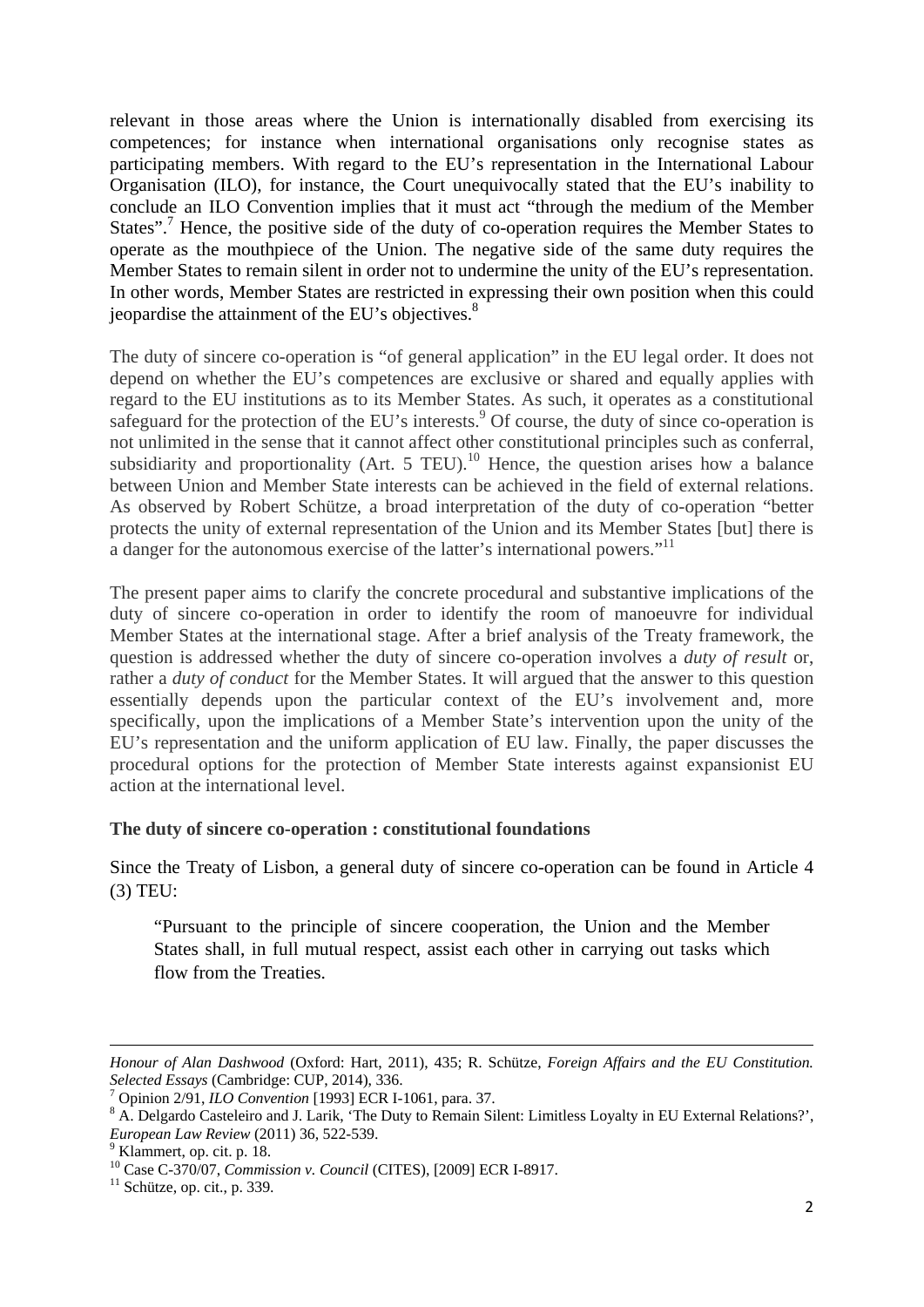relevant in those areas where the Union is internationally disabled from exercising its competences; for instance when international organisations only recognise states as participating members. With regard to the EU's representation in the International Labour Organisation (ILO), for instance, the Court unequivocally stated that the EU's inability to conclude an ILO Convention implies that it must act "through the medium of the Member States".[7] Hence, the positive side of the duty of co-operation requires the Member States to operate as the mouthpiece of the Union. The negative side of the same duty requires the Member States to remain silent in order not to undermine the unity of the EU's representation. In other words, Member States are restricted in expressing their own position when this could jeopardise the attainment of the EU's objectives.[8]

The duty of sincere co-operation is "of general application" in the EU legal order. It does not depend on whether the EU's competences are exclusive or shared and equally applies with regard to the EU institutions as to its Member States. As such, it operates as a constitutional safeguard for the protection of the EU's interests.[9] Of course, the duty of since co-operation is not unlimited in the sense that it cannot affect other constitutional principles such as conferral, subsidiarity and proportionality (Art. 5 TEU).[10] Hence, the question arises how a balance between Union and Member State interests can be achieved in the field of external relations. As observed by Robert Schütze, a broad interpretation of the duty of co-operation "better protects the unity of external representation of the Union and its Member States [but] there is a danger for the autonomous exercise of the latter's international powers."[11]

The present paper aims to clarify the concrete procedural and substantive implications of the duty of sincere co-operation in order to identify the room of manoeuvre for individual Member States at the international stage. After a brief analysis of the Treaty framework, the question is addressed whether the duty of sincere co-operation involves a *duty of result* or, rather a *duty of conduct* for the Member States. It will argued that the answer to this question essentially depends upon the particular context of the EU's involvement and, more specifically, upon the implications of a Member State's intervention upon the unity of the EU's representation and the uniform application of EU law. Finally, the paper discusses the procedural options for the protection of Member State interests against expansionist EU action at the international level.

**The duty of sincere co-operation : constitutional foundations**

Since the Treaty of Lisbon, a general duty of sincere co-operation can be found in Article 4 (3) TEU:

> "Pursuant to the principle of sincere cooperation, the Union and the Member States shall, in full mutual respect, assist each other in carrying out tasks which flow from the Treaties.

---

*Honour of Alan Dashwood* (Oxford: Hart, 2011), 435; R. Schütze, *Foreign Affairs and the EU Constitution. Selected Essays* (Cambridge: CUP, 2014), 336.

[7] Opinion 2/91, *ILO Convention* [1993] ECR I-1061, para. 37.

[8] A. Delgardo Casteleiro and J. Larik, 'The Duty to Remain Silent: Limitless Loyalty in EU External Relations?', *European Law Review* (2011) 36, 522-539.

[9] Klammert, op. cit. p. 18.

[10] Case C-370/07, *Commission v. Council* (CITES), [2009] ECR I-8917.

[11] Schütze, op. cit., p. 339.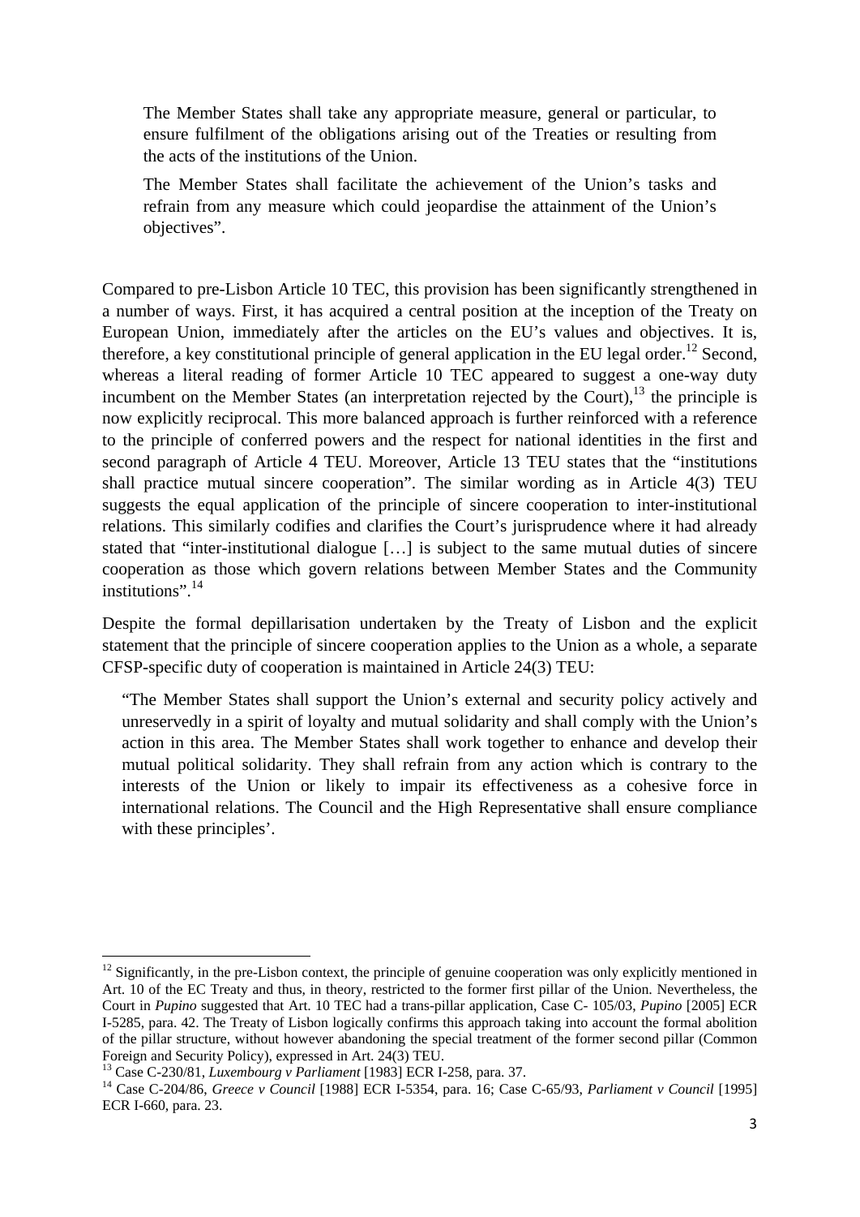> The Member States shall take any appropriate measure, general or particular, to ensure fulfilment of the obligations arising out of the Treaties or resulting from the acts of the institutions of the Union.
>
> The Member States shall facilitate the achievement of the Union's tasks and refrain from any measure which could jeopardise the attainment of the Union's objectives".

Compared to pre-Lisbon Article 10 TEC, this provision has been significantly strengthened in a number of ways. First, it has acquired a central position at the inception of the Treaty on European Union, immediately after the articles on the EU's values and objectives. It is, therefore, a key constitutional principle of general application in the EU legal order.[12] Second, whereas a literal reading of former Article 10 TEC appeared to suggest a one-way duty incumbent on the Member States (an interpretation rejected by the Court),[13] the principle is now explicitly reciprocal. This more balanced approach is further reinforced with a reference to the principle of conferred powers and the respect for national identities in the first and second paragraph of Article 4 TEU. Moreover, Article 13 TEU states that the "institutions shall practice mutual sincere cooperation". The similar wording as in Article 4(3) TEU suggests the equal application of the principle of sincere cooperation to inter-institutional relations. This similarly codifies and clarifies the Court's jurisprudence where it had already stated that "inter-institutional dialogue […] is subject to the same mutual duties of sincere cooperation as those which govern relations between Member States and the Community institutions".[14]

Despite the formal depillarisation undertaken by the Treaty of Lisbon and the explicit statement that the principle of sincere cooperation applies to the Union as a whole, a separate CFSP-specific duty of cooperation is maintained in Article 24(3) TEU:

> "The Member States shall support the Union's external and security policy actively and unreservedly in a spirit of loyalty and mutual solidarity and shall comply with the Union's action in this area. The Member States shall work together to enhance and develop their mutual political solidarity. They shall refrain from any action which is contrary to the interests of the Union or likely to impair its effectiveness as a cohesive force in international relations. The Council and the High Representative shall ensure compliance with these principles'.

---

[12] Significantly, in the pre-Lisbon context, the principle of genuine cooperation was only explicitly mentioned in Art. 10 of the EC Treaty and thus, in theory, restricted to the former first pillar of the Union. Nevertheless, the Court in *Pupino* suggested that Art. 10 TEC had a trans-pillar application, Case C- 105/03, *Pupino* [2005] ECR I-5285, para. 42. The Treaty of Lisbon logically confirms this approach taking into account the formal abolition of the pillar structure, without however abandoning the special treatment of the former second pillar (Common Foreign and Security Policy), expressed in Art. 24(3) TEU.

[13] Case C-230/81, *Luxembourg v Parliament* [1983] ECR I-258, para. 37.

[14] Case C-204/86, *Greece v Council* [1988] ECR I-5354, para. 16; Case C-65/93, *Parliament v Council* [1995] ECR I-660, para. 23.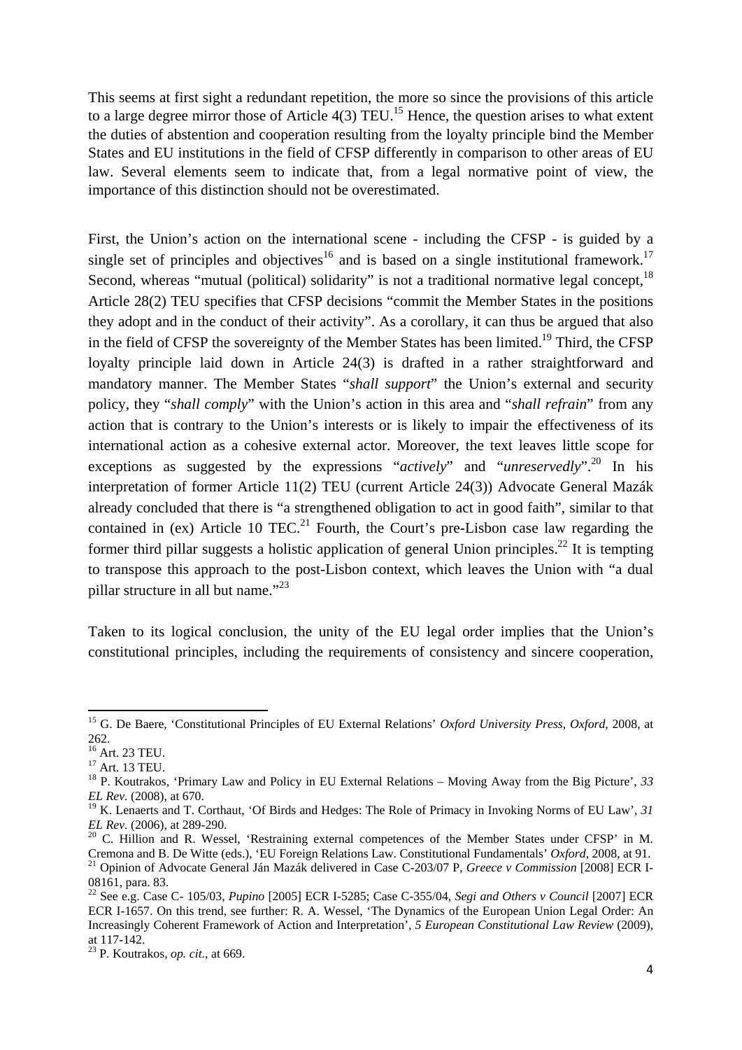This seems at first sight a redundant repetition, the more so since the provisions of this article to a large degree mirror those of Article 4(3) TEU.[15] Hence, the question arises to what extent the duties of abstention and cooperation resulting from the loyalty principle bind the Member States and EU institutions in the field of CFSP differently in comparison to other areas of EU law. Several elements seem to indicate that, from a legal normative point of view, the importance of this distinction should not be overestimated.

First, the Union's action on the international scene - including the CFSP - is guided by a single set of principles and objectives[16] and is based on a single institutional framework.[17] Second, whereas "mutual (political) solidarity" is not a traditional normative legal concept,[18] Article 28(2) TEU specifies that CFSP decisions "commit the Member States in the positions they adopt and in the conduct of their activity". As a corollary, it can thus be argued that also in the field of CFSP the sovereignty of the Member States has been limited.[19] Third, the CFSP loyalty principle laid down in Article 24(3) is drafted in a rather straightforward and mandatory manner. The Member States "*shall support*" the Union's external and security policy, they "*shall comply*" with the Union's action in this area and "*shall refrain*" from any action that is contrary to the Union's interests or is likely to impair the effectiveness of its international action as a cohesive external actor. Moreover, the text leaves little scope for exceptions as suggested by the expressions "*actively*" and "*unreservedly*".[20] In his interpretation of former Article 11(2) TEU (current Article 24(3)) Advocate General Mazák already concluded that there is "a strengthened obligation to act in good faith", similar to that contained in (ex) Article 10 TEC.[21] Fourth, the Court's pre-Lisbon case law regarding the former third pillar suggests a holistic application of general Union principles.[22] It is tempting to transpose this approach to the post-Lisbon context, which leaves the Union with "a dual pillar structure in all but name."[23]

Taken to its logical conclusion, the unity of the EU legal order implies that the Union's constitutional principles, including the requirements of consistency and sincere cooperation,

---

[15] G. De Baere, 'Constitutional Principles of EU External Relations' *Oxford University Press, Oxford*, 2008, at 262.

[16] Art. 23 TEU.

[17] Art. 13 TEU.

[18] P. Koutrakos, 'Primary Law and Policy in EU External Relations – Moving Away from the Big Picture', *33 EL Rev.* (2008), at 670.

[19] K. Lenaerts and T. Corthaut, 'Of Birds and Hedges: The Role of Primacy in Invoking Norms of EU Law', *31 EL Rev.* (2006), at 289-290.

[20] C. Hillion and R. Wessel, 'Restraining external competences of the Member States under CFSP' in M. Cremona and B. De Witte (eds.), 'EU Foreign Relations Law. Constitutional Fundamentals' *Oxford*, 2008, at 91.

[21] Opinion of Advocate General Ján Mazák delivered in Case C-203/07 P, *Greece v Commission* [2008] ECR I-08161, para. 83.

[22] See e.g. Case C- 105/03, *Pupino* [2005] ECR I-5285; Case C-355/04, *Segi and Others v Council* [2007] ECR ECR I-1657. On this trend, see further: R. A. Wessel, 'The Dynamics of the European Union Legal Order: An Increasingly Coherent Framework of Action and Interpretation', *5 European Constitutional Law Review* (2009), at 117-142.

[23] P. Koutrakos, *op. cit*., at 669.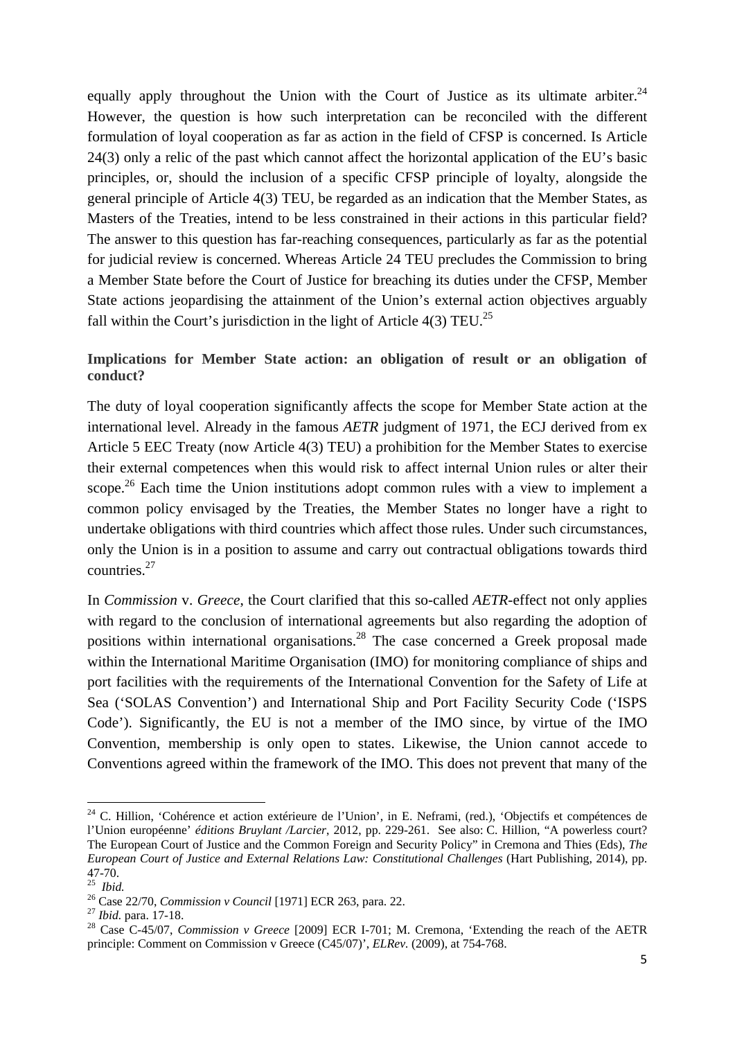equally apply throughout the Union with the Court of Justice as its ultimate arbiter.[24] However, the question is how such interpretation can be reconciled with the different formulation of loyal cooperation as far as action in the field of CFSP is concerned. Is Article 24(3) only a relic of the past which cannot affect the horizontal application of the EU's basic principles, or, should the inclusion of a specific CFSP principle of loyalty, alongside the general principle of Article 4(3) TEU, be regarded as an indication that the Member States, as Masters of the Treaties, intend to be less constrained in their actions in this particular field? The answer to this question has far-reaching consequences, particularly as far as the potential for judicial review is concerned. Whereas Article 24 TEU precludes the Commission to bring a Member State before the Court of Justice for breaching its duties under the CFSP, Member State actions jeopardising the attainment of the Union's external action objectives arguably fall within the Court's jurisdiction in the light of Article 4(3) TEU.[25]

**Implications for Member State action: an obligation of result or an obligation of conduct?**

The duty of loyal cooperation significantly affects the scope for Member State action at the international level. Already in the famous *AETR* judgment of 1971, the ECJ derived from ex Article 5 EEC Treaty (now Article 4(3) TEU) a prohibition for the Member States to exercise their external competences when this would risk to affect internal Union rules or alter their scope.[26] Each time the Union institutions adopt common rules with a view to implement a common policy envisaged by the Treaties, the Member States no longer have a right to undertake obligations with third countries which affect those rules. Under such circumstances, only the Union is in a position to assume and carry out contractual obligations towards third countries.[27]

In *Commission* v. *Greece*, the Court clarified that this so-called *AETR*-effect not only applies with regard to the conclusion of international agreements but also regarding the adoption of positions within international organisations.[28] The case concerned a Greek proposal made within the International Maritime Organisation (IMO) for monitoring compliance of ships and port facilities with the requirements of the International Convention for the Safety of Life at Sea ('SOLAS Convention') and International Ship and Port Facility Security Code ('ISPS Code'). Significantly, the EU is not a member of the IMO since, by virtue of the IMO Convention, membership is only open to states. Likewise, the Union cannot accede to Conventions agreed within the framework of the IMO. This does not prevent that many of the

---

[24] C. Hillion, 'Cohérence et action extérieure de l'Union', in E. Neframi, (red.), 'Objectifs et compétences de l'Union européenne' *éditions Bruylant /Larcier*, 2012, pp. 229-261. See also: C. Hillion, "A powerless court? The European Court of Justice and the Common Foreign and Security Policy" in Cremona and Thies (Eds), *The European Court of Justice and External Relations Law: Constitutional Challenges* (Hart Publishing, 2014), pp. 47-70.

[25] *Ibid.*

[26] Case 22/70, *Commission v Council* [1971] ECR 263, para. 22.

[27] *Ibid.* para. 17-18.

[28] Case C-45/07, *Commission v Greece* [2009] ECR I-701; M. Cremona, 'Extending the reach of the AETR principle: Comment on Commission v Greece (C45/07)', *ELRev.* (2009), at 754-768.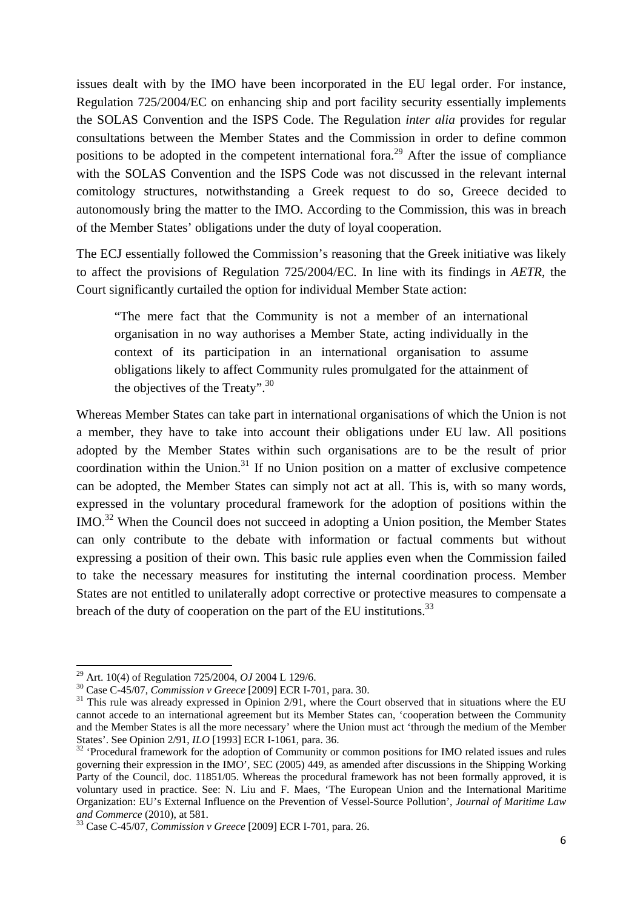issues dealt with by the IMO have been incorporated in the EU legal order. For instance, Regulation 725/2004/EC on enhancing ship and port facility security essentially implements the SOLAS Convention and the ISPS Code. The Regulation *inter alia* provides for regular consultations between the Member States and the Commission in order to define common positions to be adopted in the competent international fora.[29] After the issue of compliance with the SOLAS Convention and the ISPS Code was not discussed in the relevant internal comitology structures, notwithstanding a Greek request to do so, Greece decided to autonomously bring the matter to the IMO. According to the Commission, this was in breach of the Member States' obligations under the duty of loyal cooperation.

The ECJ essentially followed the Commission's reasoning that the Greek initiative was likely to affect the provisions of Regulation 725/2004/EC. In line with its findings in *AETR*, the Court significantly curtailed the option for individual Member State action:

> "The mere fact that the Community is not a member of an international organisation in no way authorises a Member State, acting individually in the context of its participation in an international organisation to assume obligations likely to affect Community rules promulgated for the attainment of the objectives of the Treaty".[30]

Whereas Member States can take part in international organisations of which the Union is not a member, they have to take into account their obligations under EU law. All positions adopted by the Member States within such organisations are to be the result of prior coordination within the Union.[31] If no Union position on a matter of exclusive competence can be adopted, the Member States can simply not act at all. This is, with so many words, expressed in the voluntary procedural framework for the adoption of positions within the IMO.[32] When the Council does not succeed in adopting a Union position, the Member States can only contribute to the debate with information or factual comments but without expressing a position of their own. This basic rule applies even when the Commission failed to take the necessary measures for instituting the internal coordination process. Member States are not entitled to unilaterally adopt corrective or protective measures to compensate a breach of the duty of cooperation on the part of the EU institutions.[33]

---

[29] Art. 10(4) of Regulation 725/2004, *OJ* 2004 L 129/6.

[30] Case C-45/07, *Commission v Greece* [2009] ECR I-701, para. 30.

[31] This rule was already expressed in Opinion 2/91, where the Court observed that in situations where the EU cannot accede to an international agreement but its Member States can, 'cooperation between the Community and the Member States is all the more necessary' where the Union must act 'through the medium of the Member States'. See Opinion 2/91, *ILO* [1993] ECR I-1061, para. 36.

[32] 'Procedural framework for the adoption of Community or common positions for IMO related issues and rules governing their expression in the IMO', SEC (2005) 449, as amended after discussions in the Shipping Working Party of the Council, doc. 11851/05. Whereas the procedural framework has not been formally approved, it is voluntary used in practice. See: N. Liu and F. Maes, 'The European Union and the International Maritime Organization: EU's External Influence on the Prevention of Vessel-Source Pollution', *Journal of Maritime Law and Commerce* (2010), at 581.

[33] Case C-45/07, *Commission v Greece* [2009] ECR I-701, para. 26.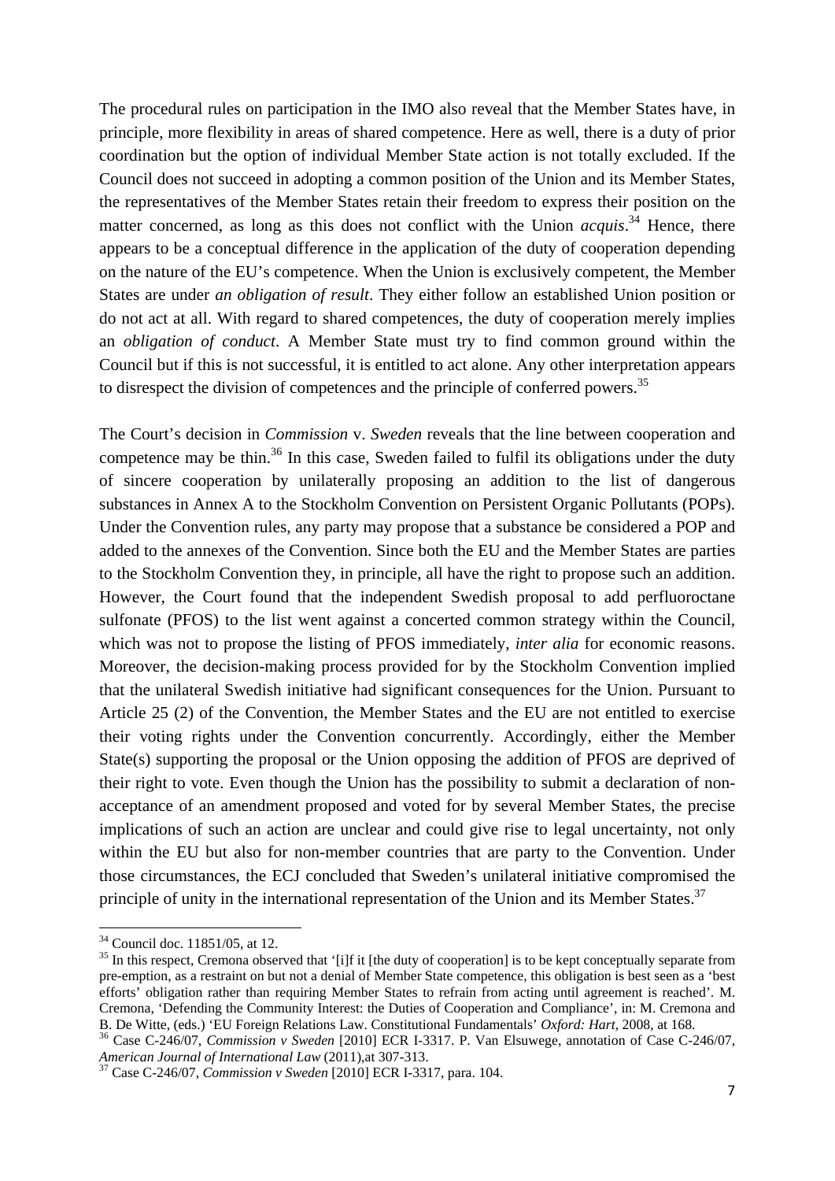The procedural rules on participation in the IMO also reveal that the Member States have, in principle, more flexibility in areas of shared competence. Here as well, there is a duty of prior coordination but the option of individual Member State action is not totally excluded. If the Council does not succeed in adopting a common position of the Union and its Member States, the representatives of the Member States retain their freedom to express their position on the matter concerned, as long as this does not conflict with the Union *acquis*.[34] Hence, there appears to be a conceptual difference in the application of the duty of cooperation depending on the nature of the EU's competence. When the Union is exclusively competent, the Member States are under *an obligation of result*. They either follow an established Union position or do not act at all. With regard to shared competences, the duty of cooperation merely implies an *obligation of conduct*. A Member State must try to find common ground within the Council but if this is not successful, it is entitled to act alone. Any other interpretation appears to disrespect the division of competences and the principle of conferred powers.[35]

The Court's decision in *Commission* v. *Sweden* reveals that the line between cooperation and competence may be thin.[36] In this case, Sweden failed to fulfil its obligations under the duty of sincere cooperation by unilaterally proposing an addition to the list of dangerous substances in Annex A to the Stockholm Convention on Persistent Organic Pollutants (POPs). Under the Convention rules, any party may propose that a substance be considered a POP and added to the annexes of the Convention. Since both the EU and the Member States are parties to the Stockholm Convention they, in principle, all have the right to propose such an addition. However, the Court found that the independent Swedish proposal to add perfluoroctane sulfonate (PFOS) to the list went against a concerted common strategy within the Council, which was not to propose the listing of PFOS immediately, *inter alia* for economic reasons. Moreover, the decision-making process provided for by the Stockholm Convention implied that the unilateral Swedish initiative had significant consequences for the Union. Pursuant to Article 25 (2) of the Convention, the Member States and the EU are not entitled to exercise their voting rights under the Convention concurrently. Accordingly, either the Member State(s) supporting the proposal or the Union opposing the addition of PFOS are deprived of their right to vote. Even though the Union has the possibility to submit a declaration of non-acceptance of an amendment proposed and voted for by several Member States, the precise implications of such an action are unclear and could give rise to legal uncertainty, not only within the EU but also for non-member countries that are party to the Convention. Under those circumstances, the ECJ concluded that Sweden's unilateral initiative compromised the principle of unity in the international representation of the Union and its Member States.[37]

---

[34] Council doc. 11851/05, at 12.

[35] In this respect, Cremona observed that '[i]f it [the duty of cooperation] is to be kept conceptually separate from pre-emption, as a restraint on but not a denial of Member State competence, this obligation is best seen as a 'best efforts' obligation rather than requiring Member States to refrain from acting until agreement is reached'. M. Cremona, 'Defending the Community Interest: the Duties of Cooperation and Compliance', in: M. Cremona and B. De Witte, (eds.) 'EU Foreign Relations Law. Constitutional Fundamentals' *Oxford: Hart*, 2008, at 168.

[36] Case C-246/07, *Commission v Sweden* [2010] ECR I-3317. P. Van Elsuwege, annotation of Case C-246/07, *American Journal of International Law* (2011),at 307-313.

[37] Case C-246/07, *Commission v Sweden* [2010] ECR I-3317, para. 104.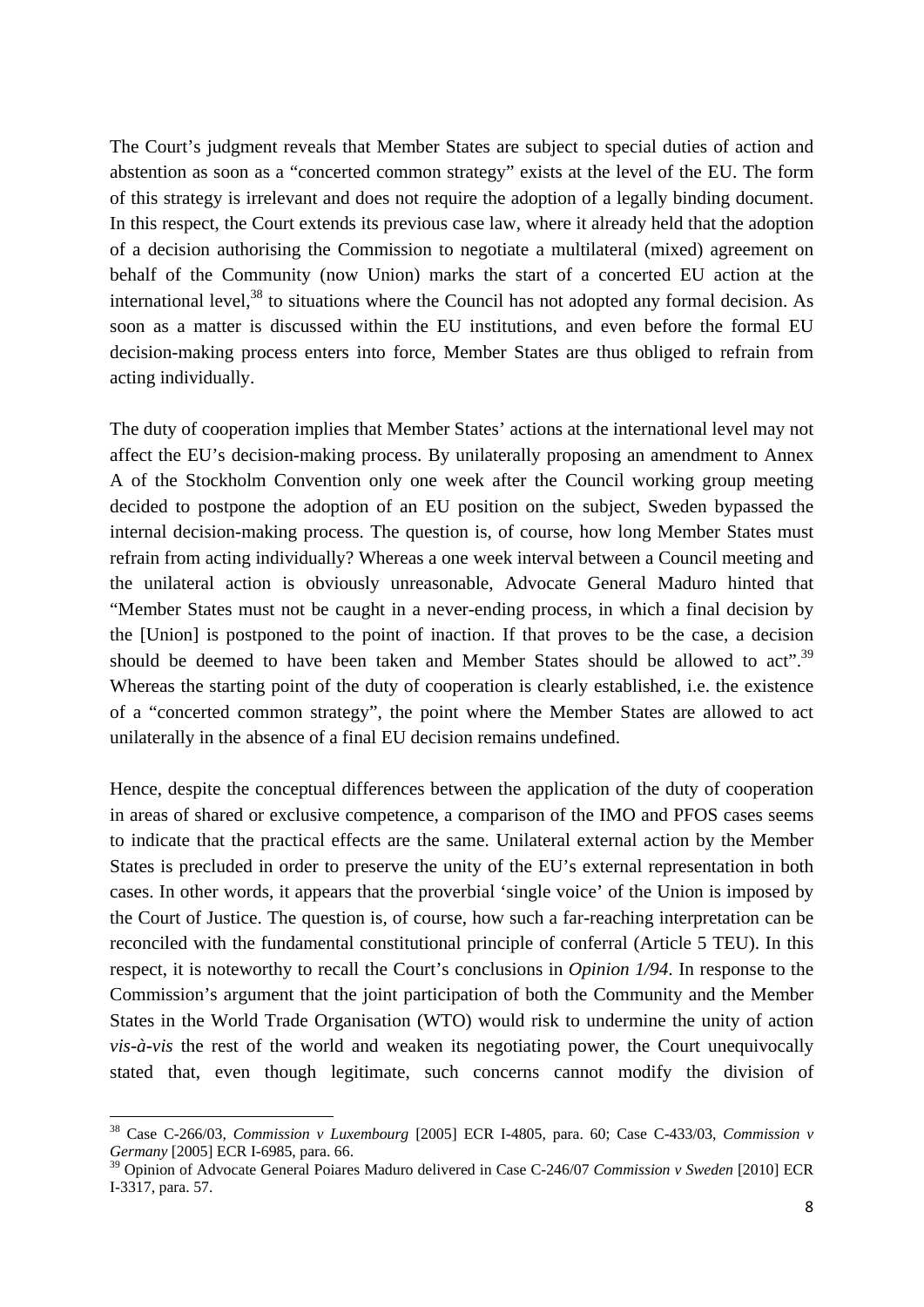The Court's judgment reveals that Member States are subject to special duties of action and abstention as soon as a "concerted common strategy" exists at the level of the EU. The form of this strategy is irrelevant and does not require the adoption of a legally binding document. In this respect, the Court extends its previous case law, where it already held that the adoption of a decision authorising the Commission to negotiate a multilateral (mixed) agreement on behalf of the Community (now Union) marks the start of a concerted EU action at the international level,[38] to situations where the Council has not adopted any formal decision. As soon as a matter is discussed within the EU institutions, and even before the formal EU decision-making process enters into force, Member States are thus obliged to refrain from acting individually.

The duty of cooperation implies that Member States' actions at the international level may not affect the EU's decision-making process. By unilaterally proposing an amendment to Annex A of the Stockholm Convention only one week after the Council working group meeting decided to postpone the adoption of an EU position on the subject, Sweden bypassed the internal decision-making process. The question is, of course, how long Member States must refrain from acting individually? Whereas a one week interval between a Council meeting and the unilateral action is obviously unreasonable, Advocate General Maduro hinted that "Member States must not be caught in a never-ending process, in which a final decision by the [Union] is postponed to the point of inaction. If that proves to be the case, a decision should be deemed to have been taken and Member States should be allowed to act".[39] Whereas the starting point of the duty of cooperation is clearly established, i.e. the existence of a "concerted common strategy", the point where the Member States are allowed to act unilaterally in the absence of a final EU decision remains undefined.

Hence, despite the conceptual differences between the application of the duty of cooperation in areas of shared or exclusive competence, a comparison of the IMO and PFOS cases seems to indicate that the practical effects are the same. Unilateral external action by the Member States is precluded in order to preserve the unity of the EU's external representation in both cases. In other words, it appears that the proverbial 'single voice' of the Union is imposed by the Court of Justice. The question is, of course, how such a far-reaching interpretation can be reconciled with the fundamental constitutional principle of conferral (Article 5 TEU). In this respect, it is noteworthy to recall the Court's conclusions in *Opinion 1/94*. In response to the Commission's argument that the joint participation of both the Community and the Member States in the World Trade Organisation (WTO) would risk to undermine the unity of action *vis-à-vis* the rest of the world and weaken its negotiating power, the Court unequivocally stated that, even though legitimate, such concerns cannot modify the division of

---

[38] Case C-266/03, *Commission v Luxembourg* [2005] ECR I-4805, para. 60; Case C-433/03, *Commission v Germany* [2005] ECR I-6985, para. 66.

[39] Opinion of Advocate General Poiares Maduro delivered in Case C-246/07 *Commission v Sweden* [2010] ECR I-3317, para. 57.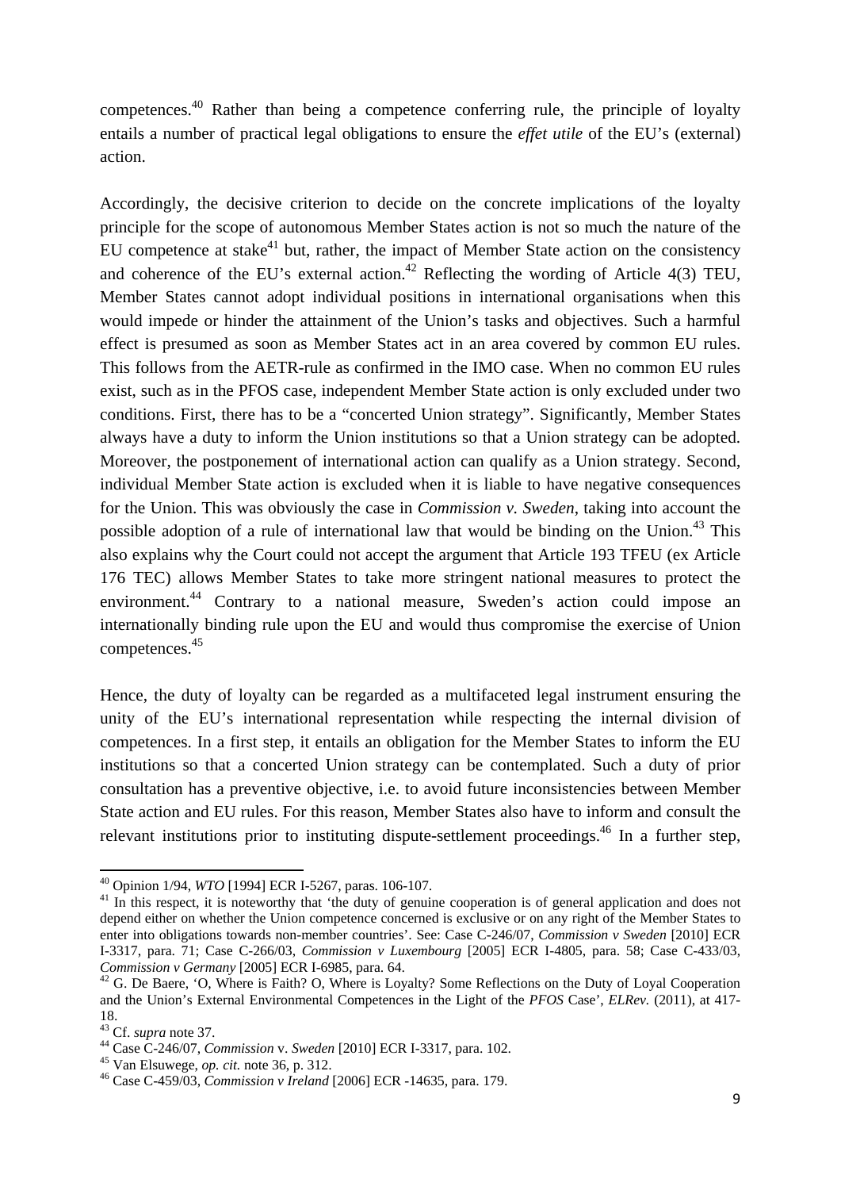competences.[40] Rather than being a competence conferring rule, the principle of loyalty entails a number of practical legal obligations to ensure the *effet utile* of the EU's (external) action.

Accordingly, the decisive criterion to decide on the concrete implications of the loyalty principle for the scope of autonomous Member States action is not so much the nature of the EU competence at stake[41] but, rather, the impact of Member State action on the consistency and coherence of the EU's external action.[42] Reflecting the wording of Article 4(3) TEU, Member States cannot adopt individual positions in international organisations when this would impede or hinder the attainment of the Union's tasks and objectives. Such a harmful effect is presumed as soon as Member States act in an area covered by common EU rules. This follows from the AETR-rule as confirmed in the IMO case. When no common EU rules exist, such as in the PFOS case, independent Member State action is only excluded under two conditions. First, there has to be a "concerted Union strategy". Significantly, Member States always have a duty to inform the Union institutions so that a Union strategy can be adopted. Moreover, the postponement of international action can qualify as a Union strategy. Second, individual Member State action is excluded when it is liable to have negative consequences for the Union. This was obviously the case in *Commission v. Sweden*, taking into account the possible adoption of a rule of international law that would be binding on the Union.[43] This also explains why the Court could not accept the argument that Article 193 TFEU (ex Article 176 TEC) allows Member States to take more stringent national measures to protect the environment.[44] Contrary to a national measure, Sweden's action could impose an internationally binding rule upon the EU and would thus compromise the exercise of Union competences.[45]

Hence, the duty of loyalty can be regarded as a multifaceted legal instrument ensuring the unity of the EU's international representation while respecting the internal division of competences. In a first step, it entails an obligation for the Member States to inform the EU institutions so that a concerted Union strategy can be contemplated. Such a duty of prior consultation has a preventive objective, i.e. to avoid future inconsistencies between Member State action and EU rules. For this reason, Member States also have to inform and consult the relevant institutions prior to instituting dispute-settlement proceedings.[46] In a further step,

[40] Opinion 1/94, *WTO* [1994] ECR I-5267, paras. 106-107.

[41] In this respect, it is noteworthy that 'the duty of genuine cooperation is of general application and does not depend either on whether the Union competence concerned is exclusive or on any right of the Member States to enter into obligations towards non-member countries'. See: Case C-246/07, *Commission v Sweden* [2010] ECR I-3317, para. 71; Case C-266/03, *Commission v Luxembourg* [2005] ECR I-4805, para. 58; Case C-433/03, *Commission v Germany* [2005] ECR I-6985, para. 64.

[42] G. De Baere, 'O, Where is Faith? O, Where is Loyalty? Some Reflections on the Duty of Loyal Cooperation and the Union's External Environmental Competences in the Light of the *PFOS* Case', *ELRev.* (2011), at 417-18.

[43] Cf. *supra* note 37.

[44] Case C-246/07, *Commission* v. *Sweden* [2010] ECR I-3317, para. 102.

[45] Van Elsuwege, *op. cit.* note 36, p. 312.

[46] Case C-459/03, *Commission v Ireland* [2006] ECR -14635, para. 179.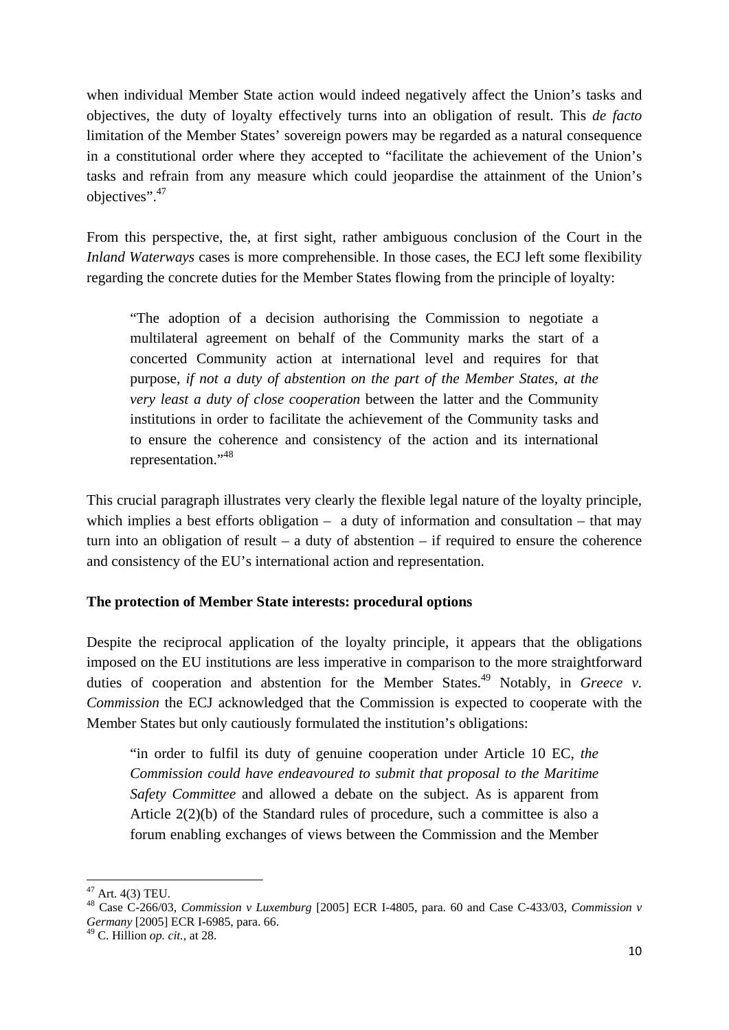when individual Member State action would indeed negatively affect the Union's tasks and objectives, the duty of loyalty effectively turns into an obligation of result. This *de facto* limitation of the Member States' sovereign powers may be regarded as a natural consequence in a constitutional order where they accepted to "facilitate the achievement of the Union's tasks and refrain from any measure which could jeopardise the attainment of the Union's objectives".[47]

From this perspective, the, at first sight, rather ambiguous conclusion of the Court in the *Inland Waterways* cases is more comprehensible. In those cases, the ECJ left some flexibility regarding the concrete duties for the Member States flowing from the principle of loyalty:

> "The adoption of a decision authorising the Commission to negotiate a multilateral agreement on behalf of the Community marks the start of a concerted Community action at international level and requires for that purpose, *if not a duty of abstention on the part of the Member States, at the very least a duty of close cooperation* between the latter and the Community institutions in order to facilitate the achievement of the Community tasks and to ensure the coherence and consistency of the action and its international representation."[48]

This crucial paragraph illustrates very clearly the flexible legal nature of the loyalty principle, which implies a best efforts obligation – a duty of information and consultation – that may turn into an obligation of result – a duty of abstention – if required to ensure the coherence and consistency of the EU's international action and representation.

**The protection of Member State interests: procedural options**

Despite the reciprocal application of the loyalty principle, it appears that the obligations imposed on the EU institutions are less imperative in comparison to the more straightforward duties of cooperation and abstention for the Member States.[49] Notably, in *Greece v. Commission* the ECJ acknowledged that the Commission is expected to cooperate with the Member States but only cautiously formulated the institution's obligations:

> "in order to fulfil its duty of genuine cooperation under Article 10 EC, *the Commission could have endeavoured to submit that proposal to the Maritime Safety Committee* and allowed a debate on the subject. As is apparent from Article 2(2)(b) of the Standard rules of procedure, such a committee is also a forum enabling exchanges of views between the Commission and the Member

[47] Art. 4(3) TEU.

[48] Case C-266/03, *Commission v Luxemburg* [2005] ECR I-4805, para. 60 and Case C-433/03, *Commission v Germany* [2005] ECR I-6985, para. 66.

[49] C. Hillion *op. cit.*, at 28.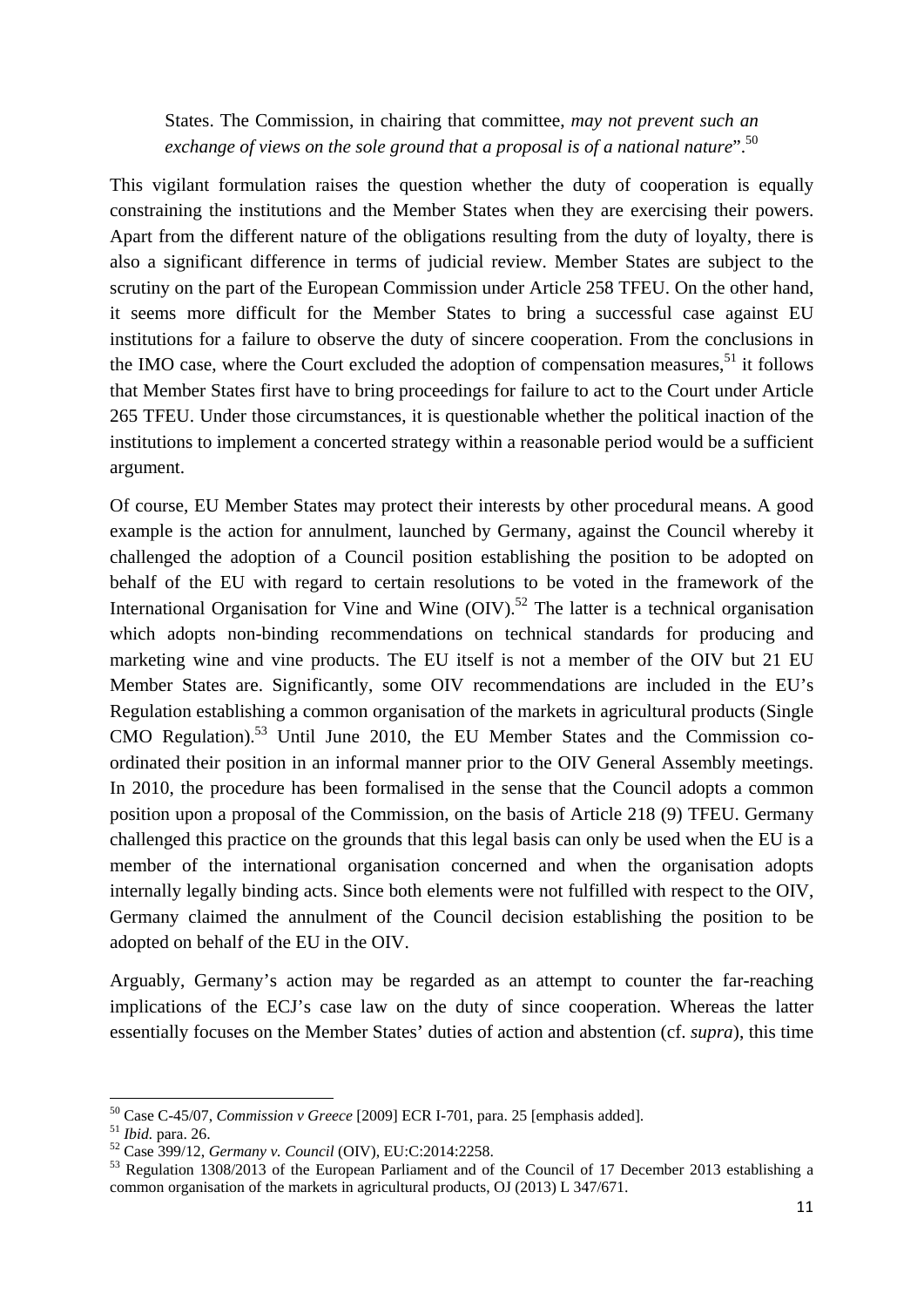States. The Commission, in chairing that committee, *may not prevent such an exchange of views on the sole ground that a proposal is of a national nature*".[50]

This vigilant formulation raises the question whether the duty of cooperation is equally constraining the institutions and the Member States when they are exercising their powers. Apart from the different nature of the obligations resulting from the duty of loyalty, there is also a significant difference in terms of judicial review. Member States are subject to the scrutiny on the part of the European Commission under Article 258 TFEU. On the other hand, it seems more difficult for the Member States to bring a successful case against EU institutions for a failure to observe the duty of sincere cooperation. From the conclusions in the IMO case, where the Court excluded the adoption of compensation measures,[51] it follows that Member States first have to bring proceedings for failure to act to the Court under Article 265 TFEU. Under those circumstances, it is questionable whether the political inaction of the institutions to implement a concerted strategy within a reasonable period would be a sufficient argument.

Of course, EU Member States may protect their interests by other procedural means. A good example is the action for annulment, launched by Germany, against the Council whereby it challenged the adoption of a Council position establishing the position to be adopted on behalf of the EU with regard to certain resolutions to be voted in the framework of the International Organisation for Vine and Wine (OIV).[52] The latter is a technical organisation which adopts non-binding recommendations on technical standards for producing and marketing wine and vine products. The EU itself is not a member of the OIV but 21 EU Member States are. Significantly, some OIV recommendations are included in the EU's Regulation establishing a common organisation of the markets in agricultural products (Single CMO Regulation).[53] Until June 2010, the EU Member States and the Commission co-ordinated their position in an informal manner prior to the OIV General Assembly meetings. In 2010, the procedure has been formalised in the sense that the Council adopts a common position upon a proposal of the Commission, on the basis of Article 218 (9) TFEU. Germany challenged this practice on the grounds that this legal basis can only be used when the EU is a member of the international organisation concerned and when the organisation adopts internally legally binding acts. Since both elements were not fulfilled with respect to the OIV, Germany claimed the annulment of the Council decision establishing the position to be adopted on behalf of the EU in the OIV.

Arguably, Germany's action may be regarded as an attempt to counter the far-reaching implications of the ECJ's case law on the duty of since cooperation. Whereas the latter essentially focuses on the Member States' duties of action and abstention (cf. *supra*), this time

[50] Case C-45/07, *Commission v Greece* [2009] ECR I-701, para. 25 [emphasis added].

[51] *Ibid.* para. 26.

[52] Case 399/12, *Germany v. Council* (OIV), EU:C:2014:2258.

[53] Regulation 1308/2013 of the European Parliament and of the Council of 17 December 2013 establishing a common organisation of the markets in agricultural products, OJ (2013) L 347/671.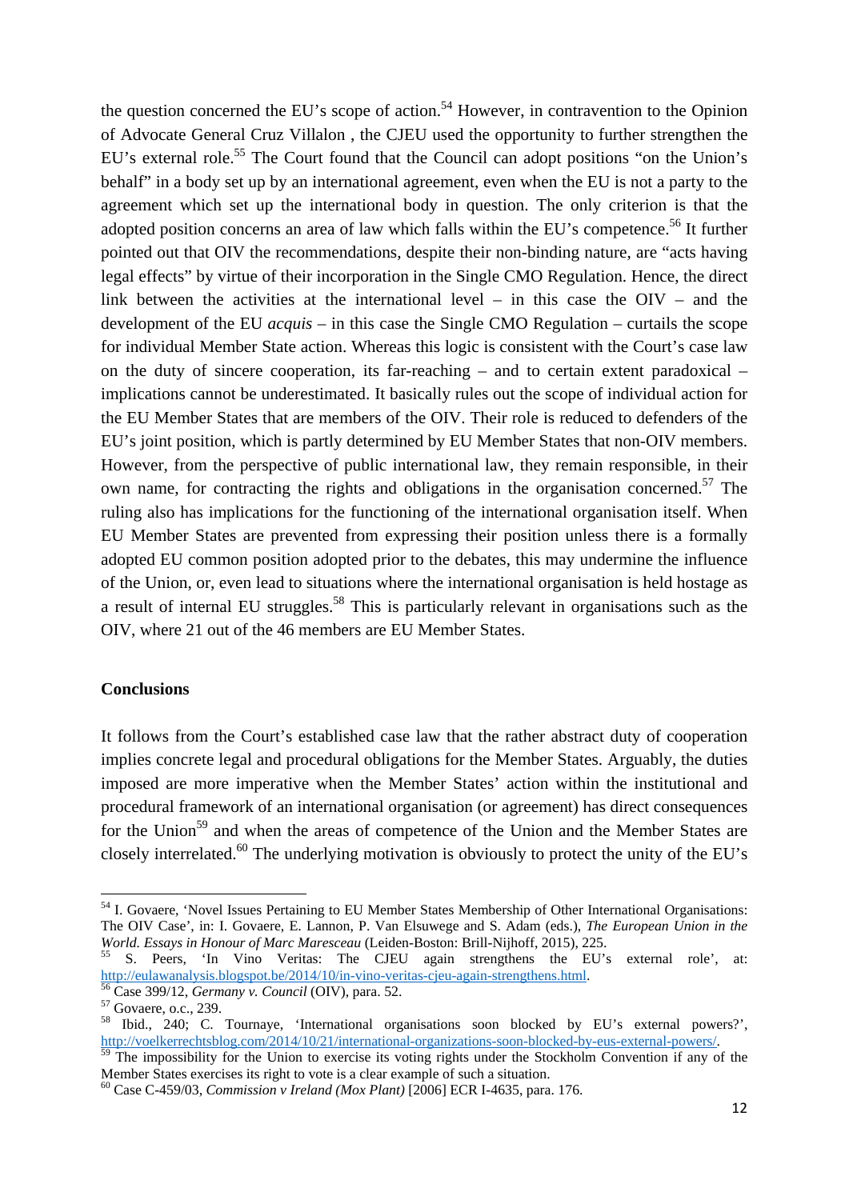the question concerned the EU's scope of action.[54] However, in contravention to the Opinion of Advocate General Cruz Villalon , the CJEU used the opportunity to further strengthen the EU's external role.[55] The Court found that the Council can adopt positions "on the Union's behalf" in a body set up by an international agreement, even when the EU is not a party to the agreement which set up the international body in question. The only criterion is that the adopted position concerns an area of law which falls within the EU's competence.[56] It further pointed out that OIV the recommendations, despite their non-binding nature, are "acts having legal effects" by virtue of their incorporation in the Single CMO Regulation. Hence, the direct link between the activities at the international level – in this case the OIV – and the development of the EU *acquis* – in this case the Single CMO Regulation – curtails the scope for individual Member State action. Whereas this logic is consistent with the Court's case law on the duty of sincere cooperation, its far-reaching – and to certain extent paradoxical – implications cannot be underestimated. It basically rules out the scope of individual action for the EU Member States that are members of the OIV. Their role is reduced to defenders of the EU's joint position, which is partly determined by EU Member States that non-OIV members. However, from the perspective of public international law, they remain responsible, in their own name, for contracting the rights and obligations in the organisation concerned.[57] The ruling also has implications for the functioning of the international organisation itself. When EU Member States are prevented from expressing their position unless there is a formally adopted EU common position adopted prior to the debates, this may undermine the influence of the Union, or, even lead to situations where the international organisation is held hostage as a result of internal EU struggles.[58] This is particularly relevant in organisations such as the OIV, where 21 out of the 46 members are EU Member States.

## Conclusions

It follows from the Court's established case law that the rather abstract duty of cooperation implies concrete legal and procedural obligations for the Member States. Arguably, the duties imposed are more imperative when the Member States' action within the institutional and procedural framework of an international organisation (or agreement) has direct consequences for the Union[59] and when the areas of competence of the Union and the Member States are closely interrelated.[60] The underlying motivation is obviously to protect the unity of the EU's

---

[54] I. Govaere, 'Novel Issues Pertaining to EU Member States Membership of Other International Organisations: The OIV Case', in: I. Govaere, E. Lannon, P. Van Elsuwege and S. Adam (eds.), *The European Union in the World. Essays in Honour of Marc Maresceau* (Leiden-Boston: Brill-Nijhoff, 2015), 225.

[55] S. Peers, 'In Vino Veritas: The CJEU again strengthens the EU's external role', at: http://eulawanalysis.blogspot.be/2014/10/in-vino-veritas-cjeu-again-strengthens.html.

[56] Case 399/12, *Germany v. Council* (OIV), para. 52.

[57] Govaere, o.c., 239.

[58] Ibid., 240; C. Tournaye, 'International organisations soon blocked by EU's external powers?', http://voelkerrechtsblog.com/2014/10/21/international-organizations-soon-blocked-by-eus-external-powers/.

[59] The impossibility for the Union to exercise its voting rights under the Stockholm Convention if any of the Member States exercises its right to vote is a clear example of such a situation.

[60] Case C-459/03, *Commission v Ireland (Mox Plant)* [2006] ECR I-4635, para. 176.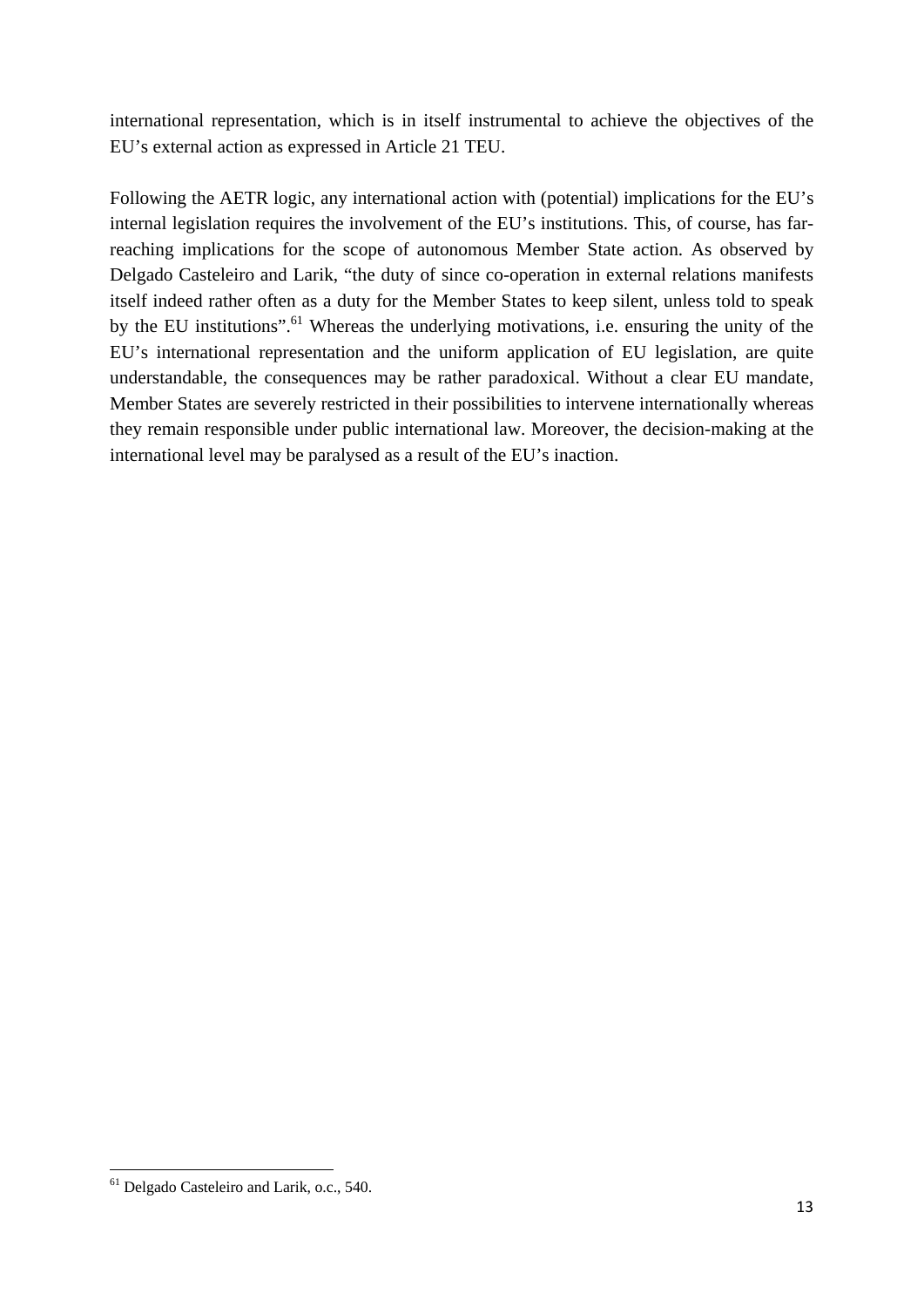international representation, which is in itself instrumental to achieve the objectives of the EU's external action as expressed in Article 21 TEU.

Following the AETR logic, any international action with (potential) implications for the EU's internal legislation requires the involvement of the EU's institutions. This, of course, has far-reaching implications for the scope of autonomous Member State action. As observed by Delgado Casteleiro and Larik, "the duty of since co-operation in external relations manifests itself indeed rather often as a duty for the Member States to keep silent, unless told to speak by the EU institutions".[61] Whereas the underlying motivations, i.e. ensuring the unity of the EU's international representation and the uniform application of EU legislation, are quite understandable, the consequences may be rather paradoxical. Without a clear EU mandate, Member States are severely restricted in their possibilities to intervene internationally whereas they remain responsible under public international law. Moreover, the decision-making at the international level may be paralysed as a result of the EU's inaction.

---

[61] Delgado Casteleiro and Larik, o.c., 540.